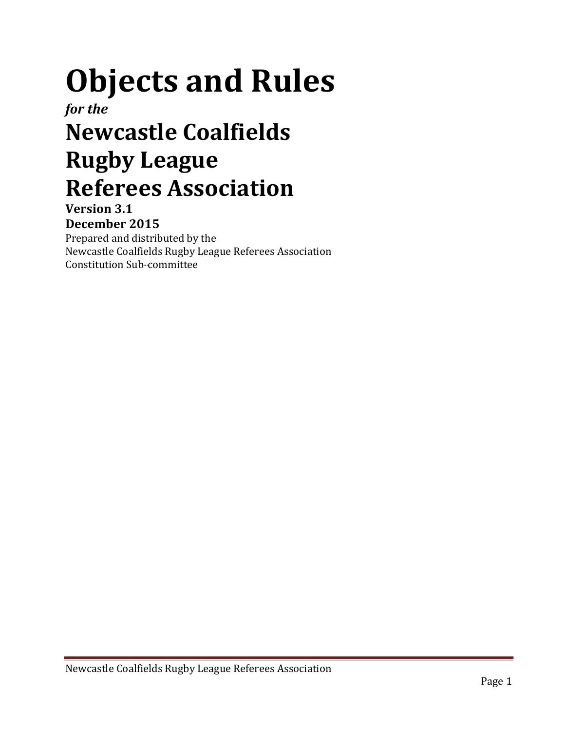# Objects and Rules

***for the***

# Newcastle Coalfields Rugby League Referees Association

**Version 3.1**

**December 2015**

Prepared and distributed by the
Newcastle Coalfields Rugby League Referees Association
Constitution Sub-committee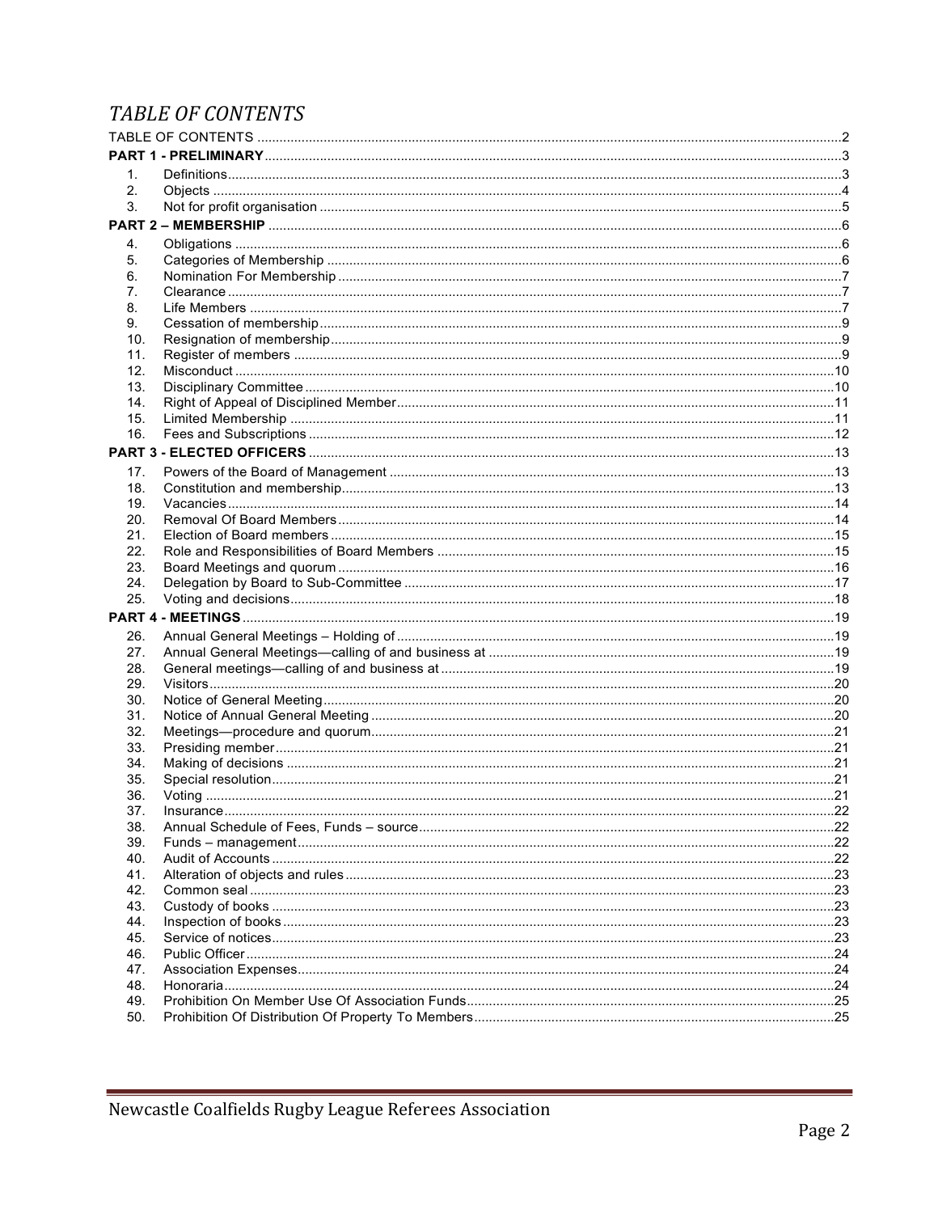# *TABLE OF CONTENTS*

TABLE OF CONTENTS .......... 2

**PART 1 - PRELIMINARY** .......... 3

1. Definitions .......... 3
2. Objects .......... 4
3. Not for profit organisation .......... 5

**PART 2 – MEMBERSHIP** .......... 6

4. Obligations .......... 6
5. Categories of Membership .......... 6
6. Nomination For Membership .......... 7
7. Clearance .......... 7
8. Life Members .......... 7
9. Cessation of membership .......... 9
10. Resignation of membership .......... 9
11. Register of members .......... 9
12. Misconduct .......... 10
13. Disciplinary Committee .......... 10
14. Right of Appeal of Disciplined Member .......... 11
15. Limited Membership .......... 11
16. Fees and Subscriptions .......... 12

**PART 3 - ELECTED OFFICERS** .......... 13

17. Powers of the Board of Management .......... 13
18. Constitution and membership .......... 13
19. Vacancies .......... 14
20. Removal Of Board Members .......... 14
21. Election of Board members .......... 15
22. Role and Responsibilities of Board Members .......... 15
23. Board Meetings and quorum .......... 16
24. Delegation by Board to Sub-Committee .......... 17
25. Voting and decisions .......... 18

**PART 4 - MEETINGS** .......... 19

26. Annual General Meetings – Holding of .......... 19
27. Annual General Meetings—calling of and business at .......... 19
28. General meetings—calling of and business at .......... 19
29. Visitors .......... 20
30. Notice of General Meeting .......... 20
31. Notice of Annual General Meeting .......... 20
32. Meetings—procedure and quorum .......... 21
33. Presiding member .......... 21
34. Making of decisions .......... 21
35. Special resolution .......... 21
36. Voting .......... 21
37. Insurance .......... 22
38. Annual Schedule of Fees, Funds – source .......... 22
39. Funds – management .......... 22
40. Audit of Accounts .......... 22
41. Alteration of objects and rules .......... 23
42. Common seal .......... 23
43. Custody of books .......... 23
44. Inspection of books .......... 23
45. Service of notices .......... 23
46. Public Officer .......... 24
47. Association Expenses .......... 24
48. Honoraria .......... 24
49. Prohibition On Member Use Of Association Funds .......... 25
50. Prohibition Of Distribution Of Property To Members .......... 25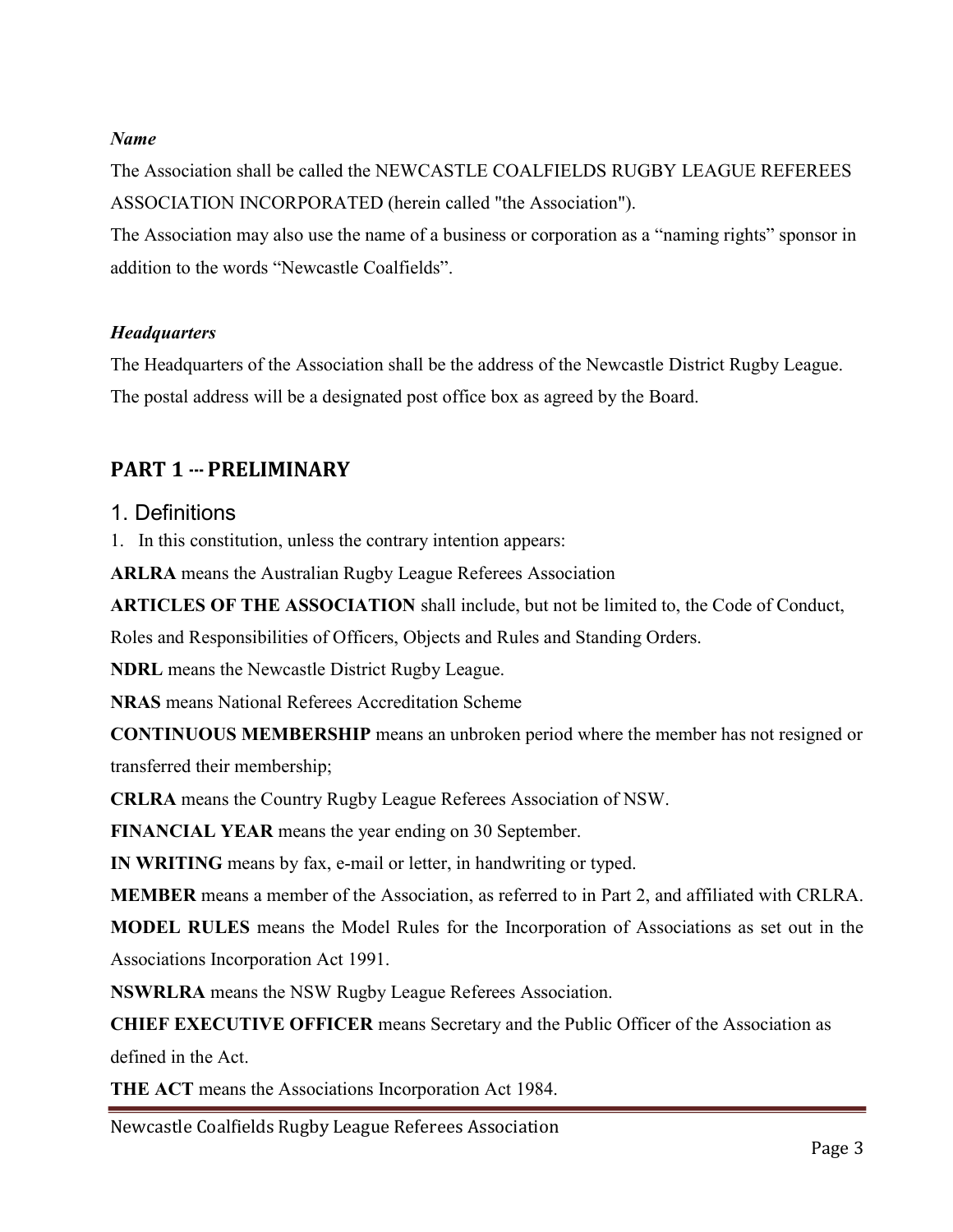***Name***

The Association shall be called the NEWCASTLE COALFIELDS RUGBY LEAGUE REFEREES ASSOCIATION INCORPORATED (herein called "the Association").

The Association may also use the name of a business or corporation as a “naming rights” sponsor in addition to the words “Newcastle Coalfields”.

***Headquarters***

The Headquarters of the Association shall be the address of the Newcastle District Rugby League.

The postal address will be a designated post office box as agreed by the Board.

## PART 1 --- PRELIMINARY

### 1. Definitions

1. In this constitution, unless the contrary intention appears:

**ARLRA** means the Australian Rugby League Referees Association

**ARTICLES OF THE ASSOCIATION** shall include, but not be limited to, the Code of Conduct, Roles and Responsibilities of Officers, Objects and Rules and Standing Orders.

**NDRL** means the Newcastle District Rugby League.

**NRAS** means National Referees Accreditation Scheme

**CONTINUOUS MEMBERSHIP** means an unbroken period where the member has not resigned or transferred their membership;

**CRLRA** means the Country Rugby League Referees Association of NSW.

**FINANCIAL YEAR** means the year ending on 30 September.

**IN WRITING** means by fax, e-mail or letter, in handwriting or typed.

**MEMBER** means a member of the Association, as referred to in Part 2, and affiliated with CRLRA.

**MODEL RULES** means the Model Rules for the Incorporation of Associations as set out in the Associations Incorporation Act 1991.

**NSWRLRA** means the NSW Rugby League Referees Association.

**CHIEF EXECUTIVE OFFICER** means Secretary and the Public Officer of the Association as defined in the Act.

**THE ACT** means the Associations Incorporation Act 1984.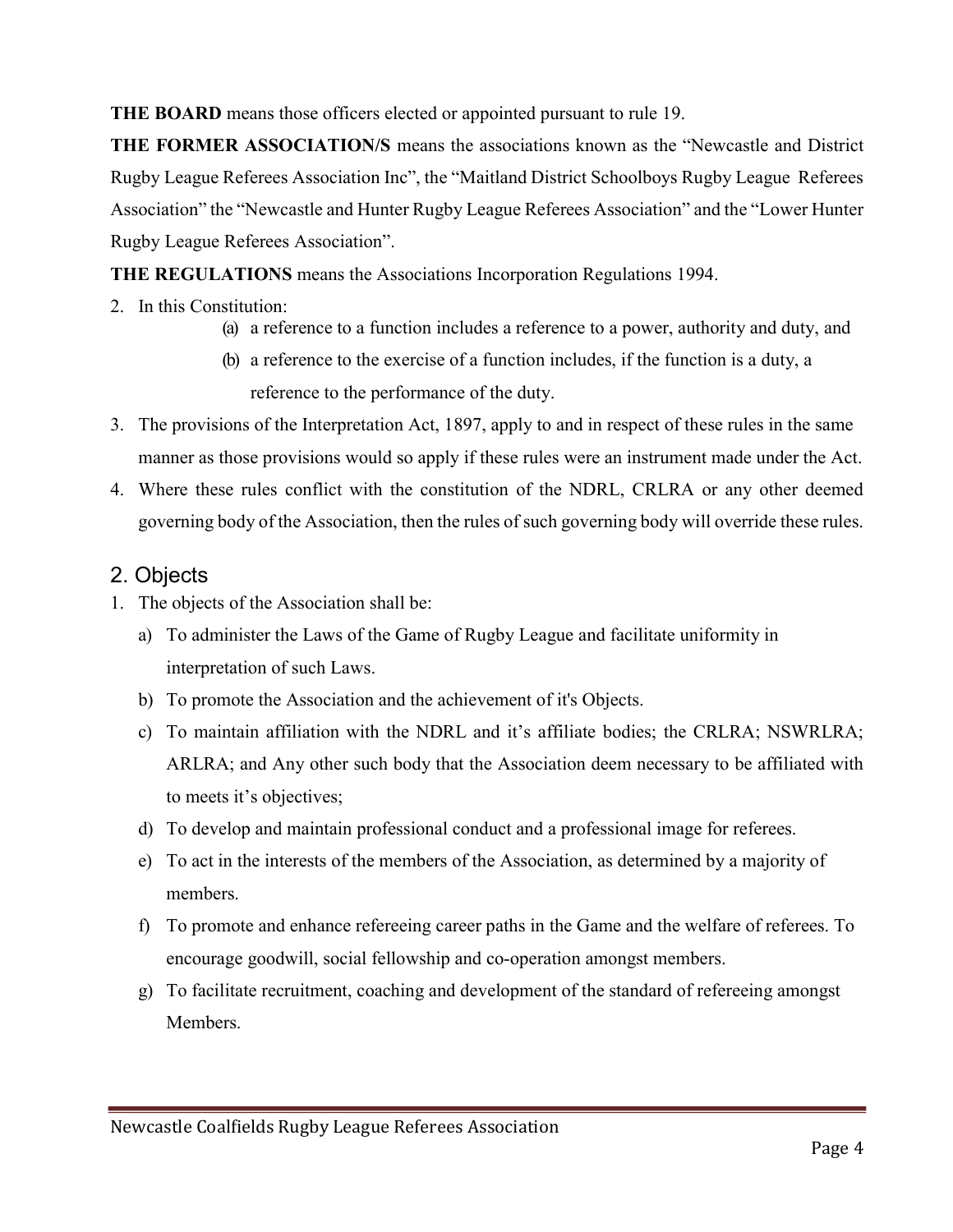**THE BOARD** means those officers elected or appointed pursuant to rule 19.

**THE FORMER ASSOCIATION/S** means the associations known as the "Newcastle and District Rugby League Referees Association Inc", the "Maitland District Schoolboys Rugby League Referees Association" the "Newcastle and Hunter Rugby League Referees Association" and the "Lower Hunter Rugby League Referees Association".

**THE REGULATIONS** means the Associations Incorporation Regulations 1994.

2. In this Constitution:
   (a) a reference to a function includes a reference to a power, authority and duty, and
   (b) a reference to the exercise of a function includes, if the function is a duty, a reference to the performance of the duty.
3. The provisions of the Interpretation Act, 1897, apply to and in respect of these rules in the same manner as those provisions would so apply if these rules were an instrument made under the Act.
4. Where these rules conflict with the constitution of the NDRL, CRLRA or any other deemed governing body of the Association, then the rules of such governing body will override these rules.

## 2. Objects

1. The objects of the Association shall be:
   a) To administer the Laws of the Game of Rugby League and facilitate uniformity in interpretation of such Laws.
   b) To promote the Association and the achievement of it's Objects.
   c) To maintain affiliation with the NDRL and it's affiliate bodies; the CRLRA; NSWRLRA; ARLRA; and Any other such body that the Association deem necessary to be affiliated with to meets it's objectives;
   d) To develop and maintain professional conduct and a professional image for referees.
   e) To act in the interests of the members of the Association, as determined by a majority of members.
   f) To promote and enhance refereeing career paths in the Game and the welfare of referees. To encourage goodwill, social fellowship and co-operation amongst members.
   g) To facilitate recruitment, coaching and development of the standard of refereeing amongst Members.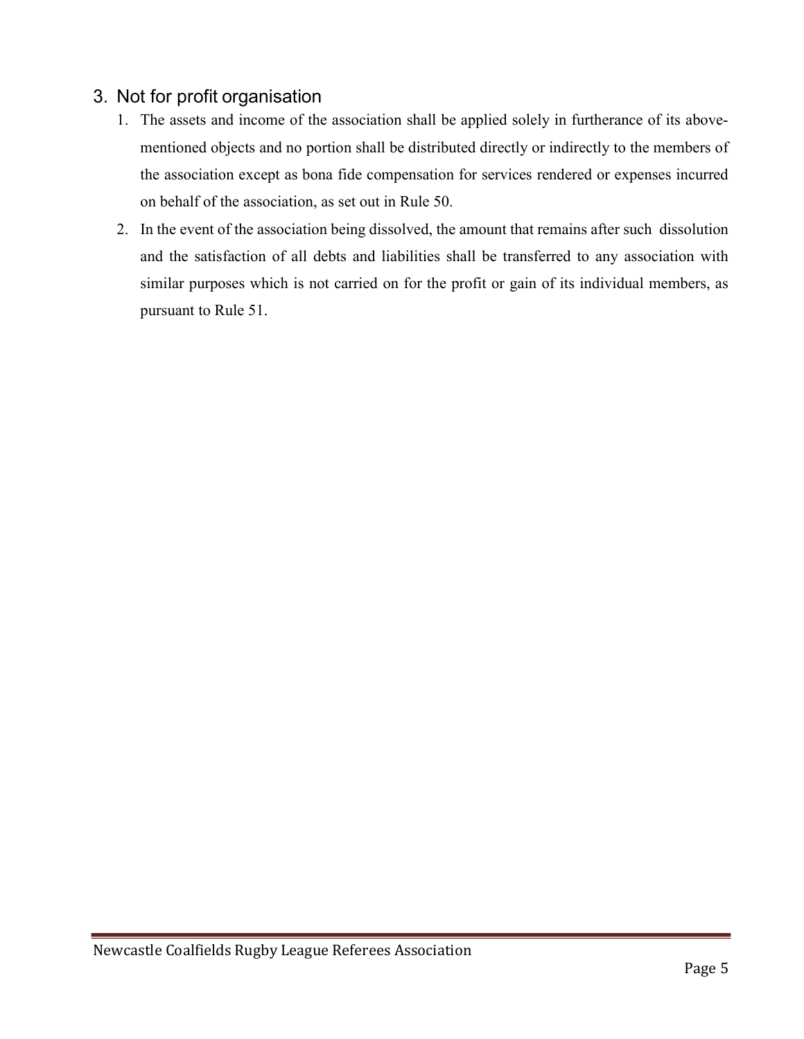## 3. Not for profit organisation

1. The assets and income of the association shall be applied solely in furtherance of its above-mentioned objects and no portion shall be distributed directly or indirectly to the members of the association except as bona fide compensation for services rendered or expenses incurred on behalf of the association, as set out in Rule 50.
2. In the event of the association being dissolved, the amount that remains after such dissolution and the satisfaction of all debts and liabilities shall be transferred to any association with similar purposes which is not carried on for the profit or gain of its individual members, as pursuant to Rule 51.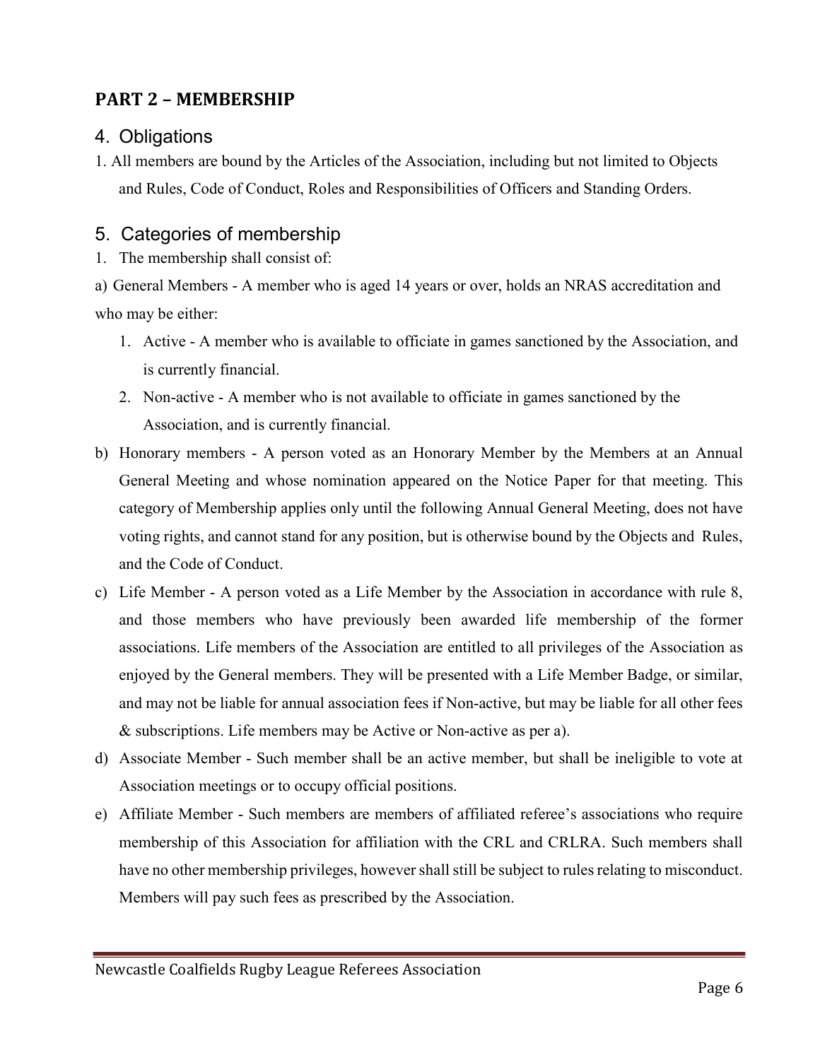## PART 2 – MEMBERSHIP

### 4. Obligations

1. All members are bound by the Articles of the Association, including but not limited to Objects and Rules, Code of Conduct, Roles and Responsibilities of Officers and Standing Orders.

### 5. Categories of membership

1. The membership shall consist of:

a) General Members - A member who is aged 14 years or over, holds an NRAS accreditation and who may be either:

   1. Active - A member who is available to officiate in games sanctioned by the Association, and is currently financial.
   2. Non-active - A member who is not available to officiate in games sanctioned by the Association, and is currently financial.

b) Honorary members - A person voted as an Honorary Member by the Members at an Annual General Meeting and whose nomination appeared on the Notice Paper for that meeting. This category of Membership applies only until the following Annual General Meeting, does not have voting rights, and cannot stand for any position, but is otherwise bound by the Objects and Rules, and the Code of Conduct.

c) Life Member - A person voted as a Life Member by the Association in accordance with rule 8, and those members who have previously been awarded life membership of the former associations. Life members of the Association are entitled to all privileges of the Association as enjoyed by the General members. They will be presented with a Life Member Badge, or similar, and may not be liable for annual association fees if Non-active, but may be liable for all other fees & subscriptions. Life members may be Active or Non-active as per a).

d) Associate Member - Such member shall be an active member, but shall be ineligible to vote at Association meetings or to occupy official positions.

e) Affiliate Member - Such members are members of affiliated referee's associations who require membership of this Association for affiliation with the CRL and CRLRA. Such members shall have no other membership privileges, however shall still be subject to rules relating to misconduct. Members will pay such fees as prescribed by the Association.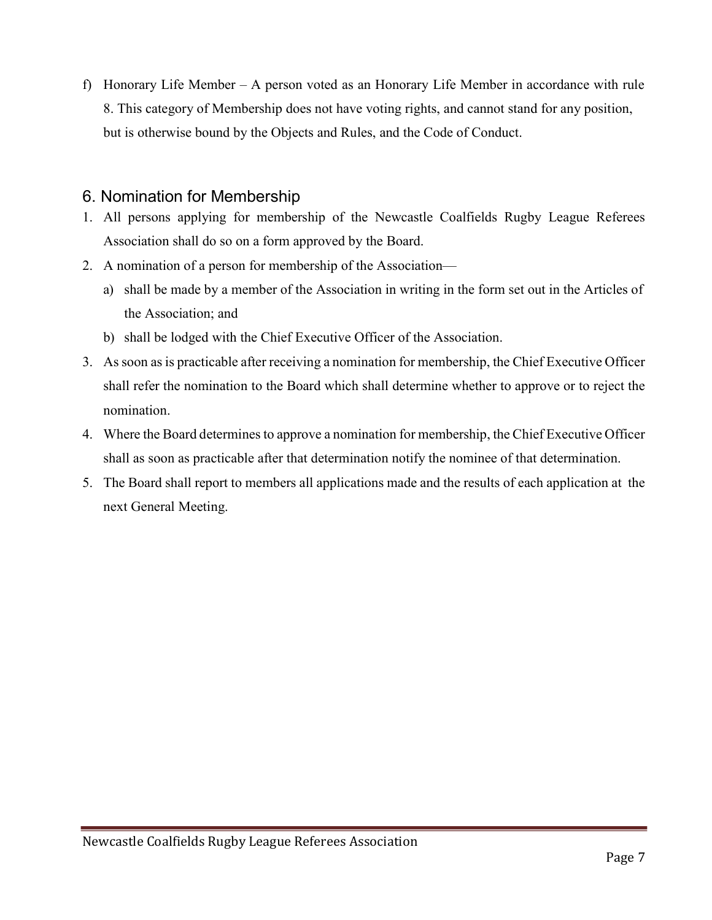f) Honorary Life Member – A person voted as an Honorary Life Member in accordance with rule 8. This category of Membership does not have voting rights, and cannot stand for any position, but is otherwise bound by the Objects and Rules, and the Code of Conduct.

## 6. Nomination for Membership

1. All persons applying for membership of the Newcastle Coalfields Rugby League Referees Association shall do so on a form approved by the Board.
2. A nomination of a person for membership of the Association—
   a) shall be made by a member of the Association in writing in the form set out in the Articles of the Association; and
   b) shall be lodged with the Chief Executive Officer of the Association.
3. As soon as is practicable after receiving a nomination for membership, the Chief Executive Officer shall refer the nomination to the Board which shall determine whether to approve or to reject the nomination.
4. Where the Board determines to approve a nomination for membership, the Chief Executive Officer shall as soon as practicable after that determination notify the nominee of that determination.
5. The Board shall report to members all applications made and the results of each application at the next General Meeting.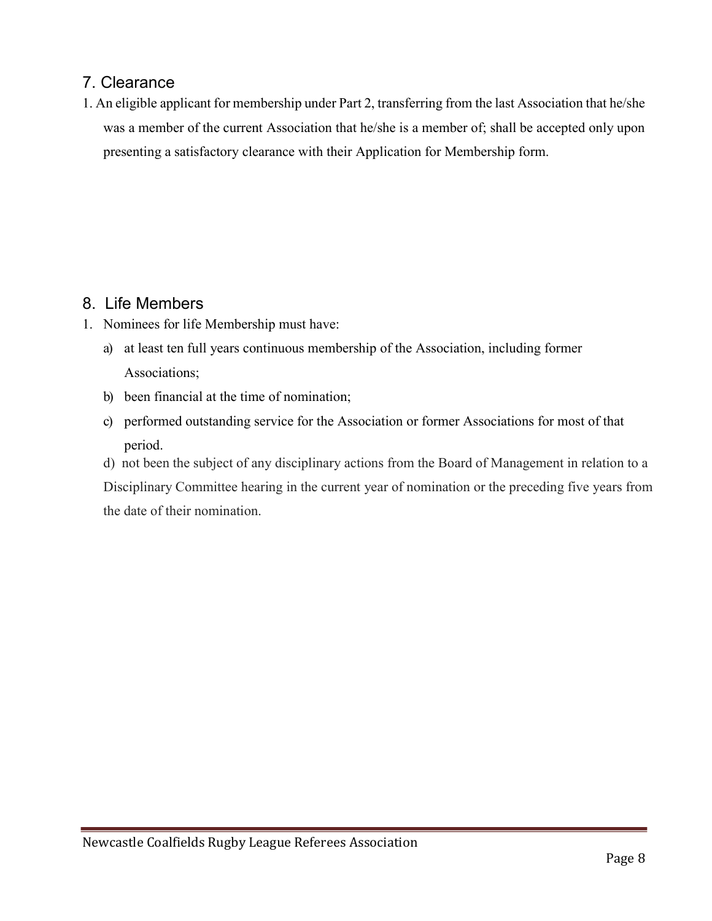## 7. Clearance

1. An eligible applicant for membership under Part 2, transferring from the last Association that he/she was a member of the current Association that he/she is a member of; shall be accepted only upon presenting a satisfactory clearance with their Application for Membership form.

## 8. Life Members

1. Nominees for life Membership must have:
   a) at least ten full years continuous membership of the Association, including former Associations;
   b) been financial at the time of nomination;
   c) performed outstanding service for the Association or former Associations for most of that period.
   d) not been the subject of any disciplinary actions from the Board of Management in relation to a Disciplinary Committee hearing in the current year of nomination or the preceding five years from the date of their nomination.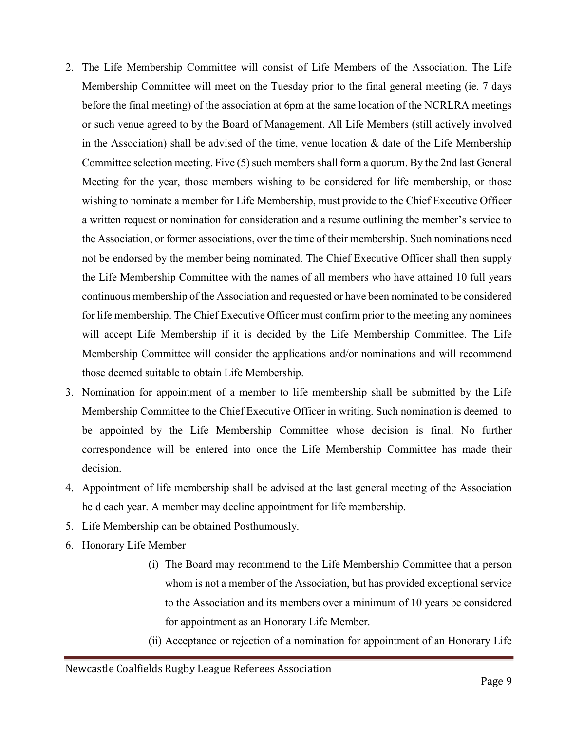2. The Life Membership Committee will consist of Life Members of the Association. The Life Membership Committee will meet on the Tuesday prior to the final general meeting (ie. 7 days before the final meeting) of the association at 6pm at the same location of the NCRLRA meetings or such venue agreed to by the Board of Management. All Life Members (still actively involved in the Association) shall be advised of the time, venue location & date of the Life Membership Committee selection meeting. Five (5) such members shall form a quorum. By the 2nd last General Meeting for the year, those members wishing to be considered for life membership, or those wishing to nominate a member for Life Membership, must provide to the Chief Executive Officer a written request or nomination for consideration and a resume outlining the member's service to the Association, or former associations, over the time of their membership. Such nominations need not be endorsed by the member being nominated. The Chief Executive Officer shall then supply the Life Membership Committee with the names of all members who have attained 10 full years continuous membership of the Association and requested or have been nominated to be considered for life membership. The Chief Executive Officer must confirm prior to the meeting any nominees will accept Life Membership if it is decided by the Life Membership Committee. The Life Membership Committee will consider the applications and/or nominations and will recommend those deemed suitable to obtain Life Membership.
3. Nomination for appointment of a member to life membership shall be submitted by the Life Membership Committee to the Chief Executive Officer in writing. Such nomination is deemed to be appointed by the Life Membership Committee whose decision is final. No further correspondence will be entered into once the Life Membership Committee has made their decision.
4. Appointment of life membership shall be advised at the last general meeting of the Association held each year. A member may decline appointment for life membership.
5. Life Membership can be obtained Posthumously.
6. Honorary Life Member
   - (i) The Board may recommend to the Life Membership Committee that a person whom is not a member of the Association, but has provided exceptional service to the Association and its members over a minimum of 10 years be considered for appointment as an Honorary Life Member.
   - (ii) Acceptance or rejection of a nomination for appointment of an Honorary Life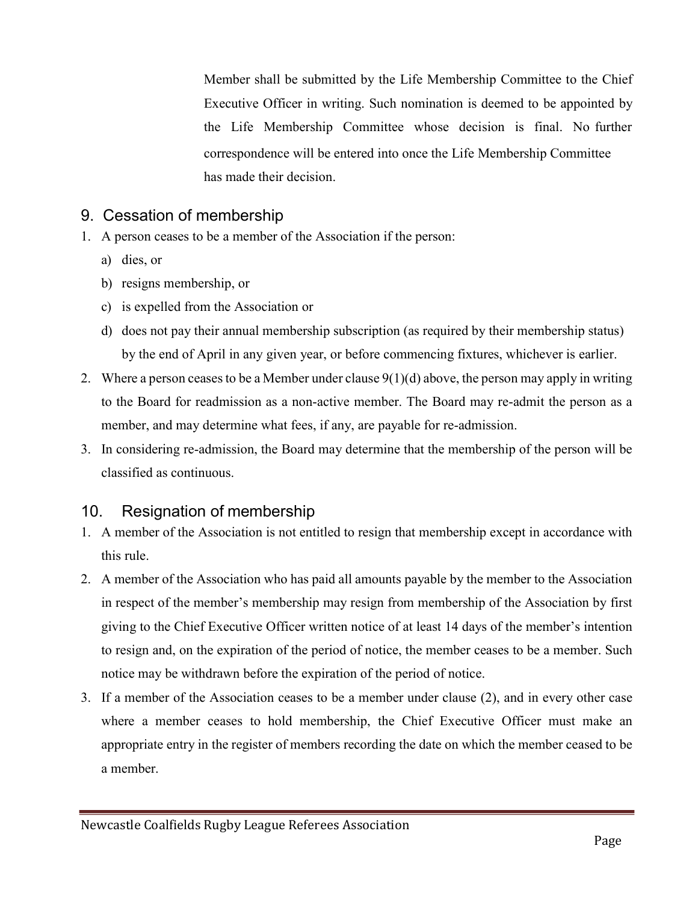Member shall be submitted by the Life Membership Committee to the Chief Executive Officer in writing. Such nomination is deemed to be appointed by the Life Membership Committee whose decision is final. No further correspondence will be entered into once the Life Membership Committee has made their decision.

## 9. Cessation of membership

1. A person ceases to be a member of the Association if the person:
   a) dies, or
   b) resigns membership, or
   c) is expelled from the Association or
   d) does not pay their annual membership subscription (as required by their membership status) by the end of April in any given year, or before commencing fixtures, whichever is earlier.
2. Where a person ceases to be a Member under clause 9(1)(d) above, the person may apply in writing to the Board for readmission as a non-active member. The Board may re-admit the person as a member, and may determine what fees, if any, are payable for re-admission.
3. In considering re-admission, the Board may determine that the membership of the person will be classified as continuous.

## 10. Resignation of membership

1. A member of the Association is not entitled to resign that membership except in accordance with this rule.
2. A member of the Association who has paid all amounts payable by the member to the Association in respect of the member's membership may resign from membership of the Association by first giving to the Chief Executive Officer written notice of at least 14 days of the member's intention to resign and, on the expiration of the period of notice, the member ceases to be a member. Such notice may be withdrawn before the expiration of the period of notice.
3. If a member of the Association ceases to be a member under clause (2), and in every other case where a member ceases to hold membership, the Chief Executive Officer must make an appropriate entry in the register of members recording the date on which the member ceased to be a member.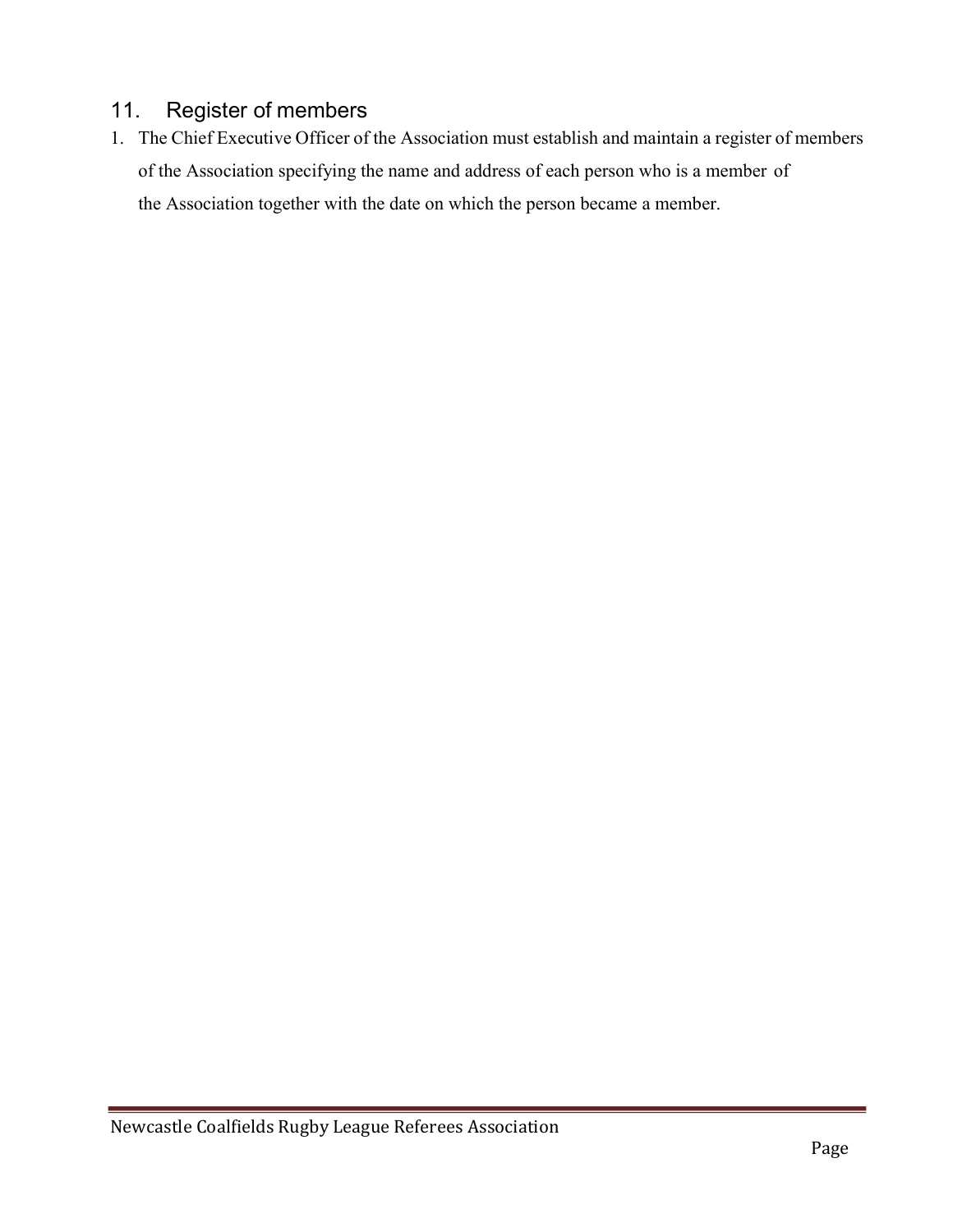## 11. Register of members

1. The Chief Executive Officer of the Association must establish and maintain a register of members of the Association specifying the name and address of each person who is a member of the Association together with the date on which the person became a member.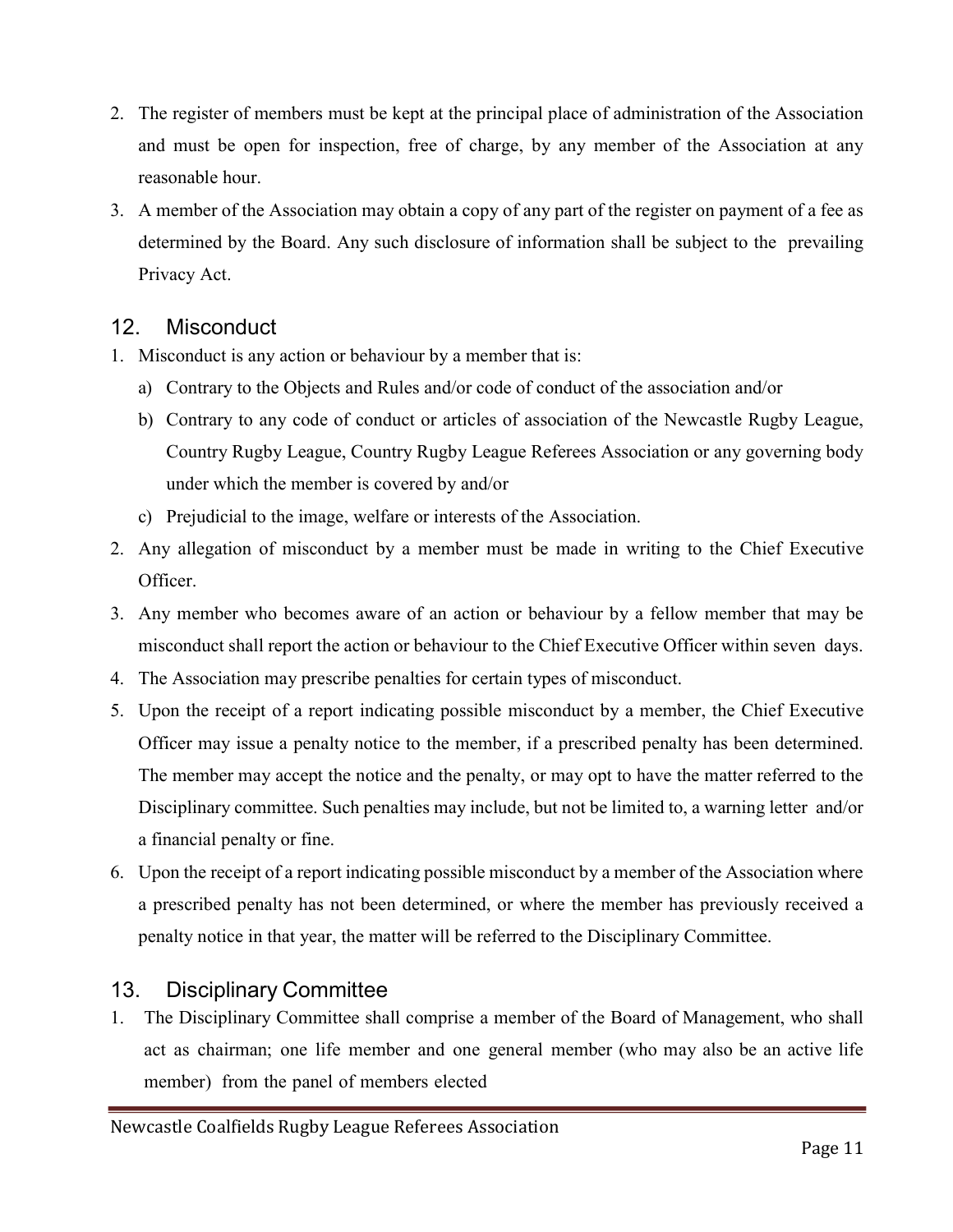2. The register of members must be kept at the principal place of administration of the Association and must be open for inspection, free of charge, by any member of the Association at any reasonable hour.
3. A member of the Association may obtain a copy of any part of the register on payment of a fee as determined by the Board. Any such disclosure of information shall be subject to the prevailing Privacy Act.

## 12. Misconduct

1. Misconduct is any action or behaviour by a member that is:
   a) Contrary to the Objects and Rules and/or code of conduct of the association and/or
   b) Contrary to any code of conduct or articles of association of the Newcastle Rugby League, Country Rugby League, Country Rugby League Referees Association or any governing body under which the member is covered by and/or
   c) Prejudicial to the image, welfare or interests of the Association.
2. Any allegation of misconduct by a member must be made in writing to the Chief Executive Officer.
3. Any member who becomes aware of an action or behaviour by a fellow member that may be misconduct shall report the action or behaviour to the Chief Executive Officer within seven days.
4. The Association may prescribe penalties for certain types of misconduct.
5. Upon the receipt of a report indicating possible misconduct by a member, the Chief Executive Officer may issue a penalty notice to the member, if a prescribed penalty has been determined. The member may accept the notice and the penalty, or may opt to have the matter referred to the Disciplinary committee. Such penalties may include, but not be limited to, a warning letter and/or a financial penalty or fine.
6. Upon the receipt of a report indicating possible misconduct by a member of the Association where a prescribed penalty has not been determined, or where the member has previously received a penalty notice in that year, the matter will be referred to the Disciplinary Committee.

## 13. Disciplinary Committee

1. The Disciplinary Committee shall comprise a member of the Board of Management, who shall act as chairman; one life member and one general member (who may also be an active life member) from the panel of members elected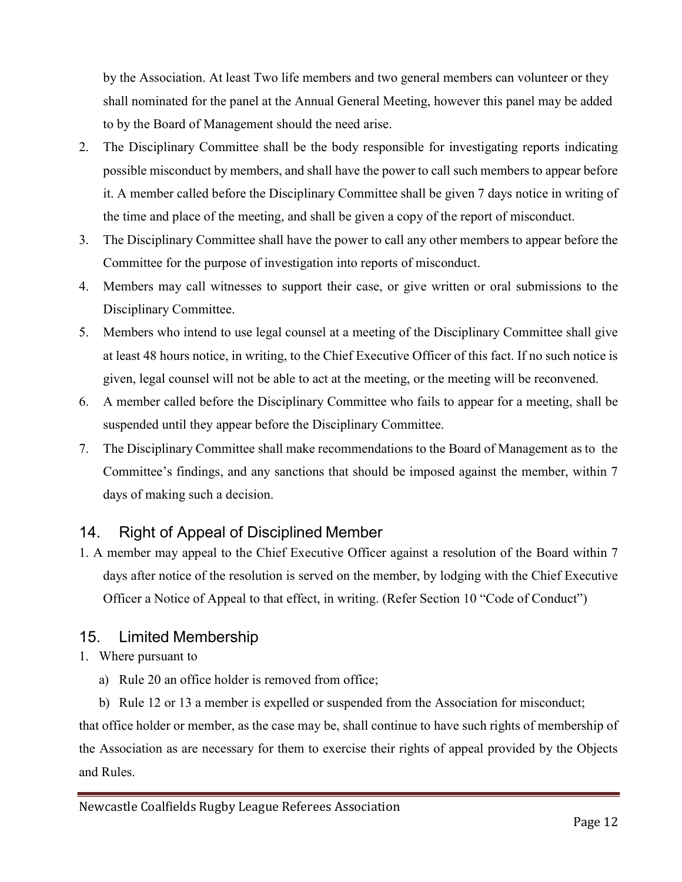by the Association. At least Two life members and two general members can volunteer or they shall nominated for the panel at the Annual General Meeting, however this panel may be added to by the Board of Management should the need arise.

2. The Disciplinary Committee shall be the body responsible for investigating reports indicating possible misconduct by members, and shall have the power to call such members to appear before it. A member called before the Disciplinary Committee shall be given 7 days notice in writing of the time and place of the meeting, and shall be given a copy of the report of misconduct.
3. The Disciplinary Committee shall have the power to call any other members to appear before the Committee for the purpose of investigation into reports of misconduct.
4. Members may call witnesses to support their case, or give written or oral submissions to the Disciplinary Committee.
5. Members who intend to use legal counsel at a meeting of the Disciplinary Committee shall give at least 48 hours notice, in writing, to the Chief Executive Officer of this fact. If no such notice is given, legal counsel will not be able to act at the meeting, or the meeting will be reconvened.
6. A member called before the Disciplinary Committee who fails to appear for a meeting, shall be suspended until they appear before the Disciplinary Committee.
7. The Disciplinary Committee shall make recommendations to the Board of Management as to the Committee's findings, and any sanctions that should be imposed against the member, within 7 days of making such a decision.

## 14. Right of Appeal of Disciplined Member

1. A member may appeal to the Chief Executive Officer against a resolution of the Board within 7 days after notice of the resolution is served on the member, by lodging with the Chief Executive Officer a Notice of Appeal to that effect, in writing. (Refer Section 10 "Code of Conduct")

## 15. Limited Membership

1. Where pursuant to
   a) Rule 20 an office holder is removed from office;
   b) Rule 12 or 13 a member is expelled or suspended from the Association for misconduct;

that office holder or member, as the case may be, shall continue to have such rights of membership of the Association as are necessary for them to exercise their rights of appeal provided by the Objects and Rules.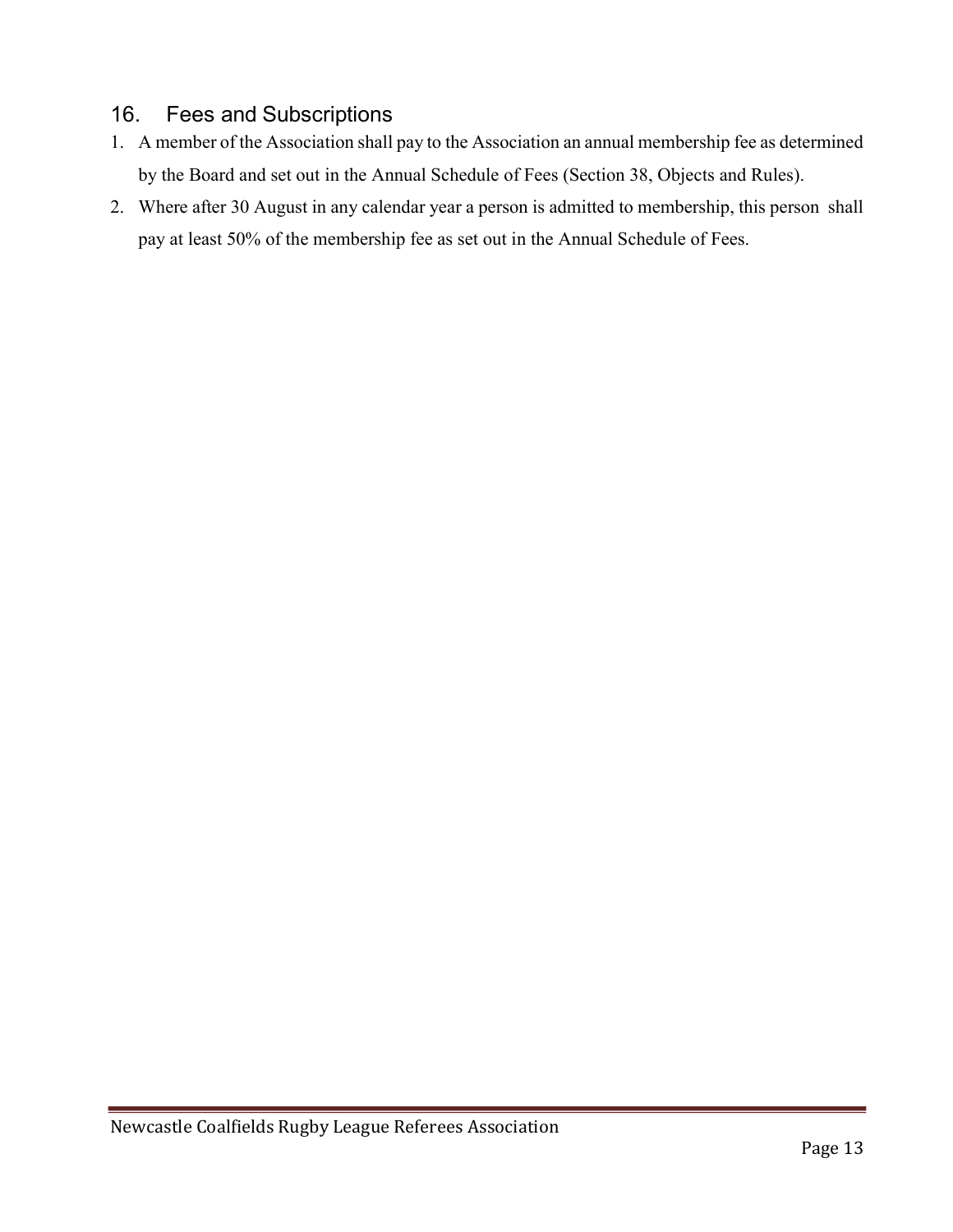## 16. Fees and Subscriptions

1. A member of the Association shall pay to the Association an annual membership fee as determined by the Board and set out in the Annual Schedule of Fees (Section 38, Objects and Rules).
2. Where after 30 August in any calendar year a person is admitted to membership, this person shall pay at least 50% of the membership fee as set out in the Annual Schedule of Fees.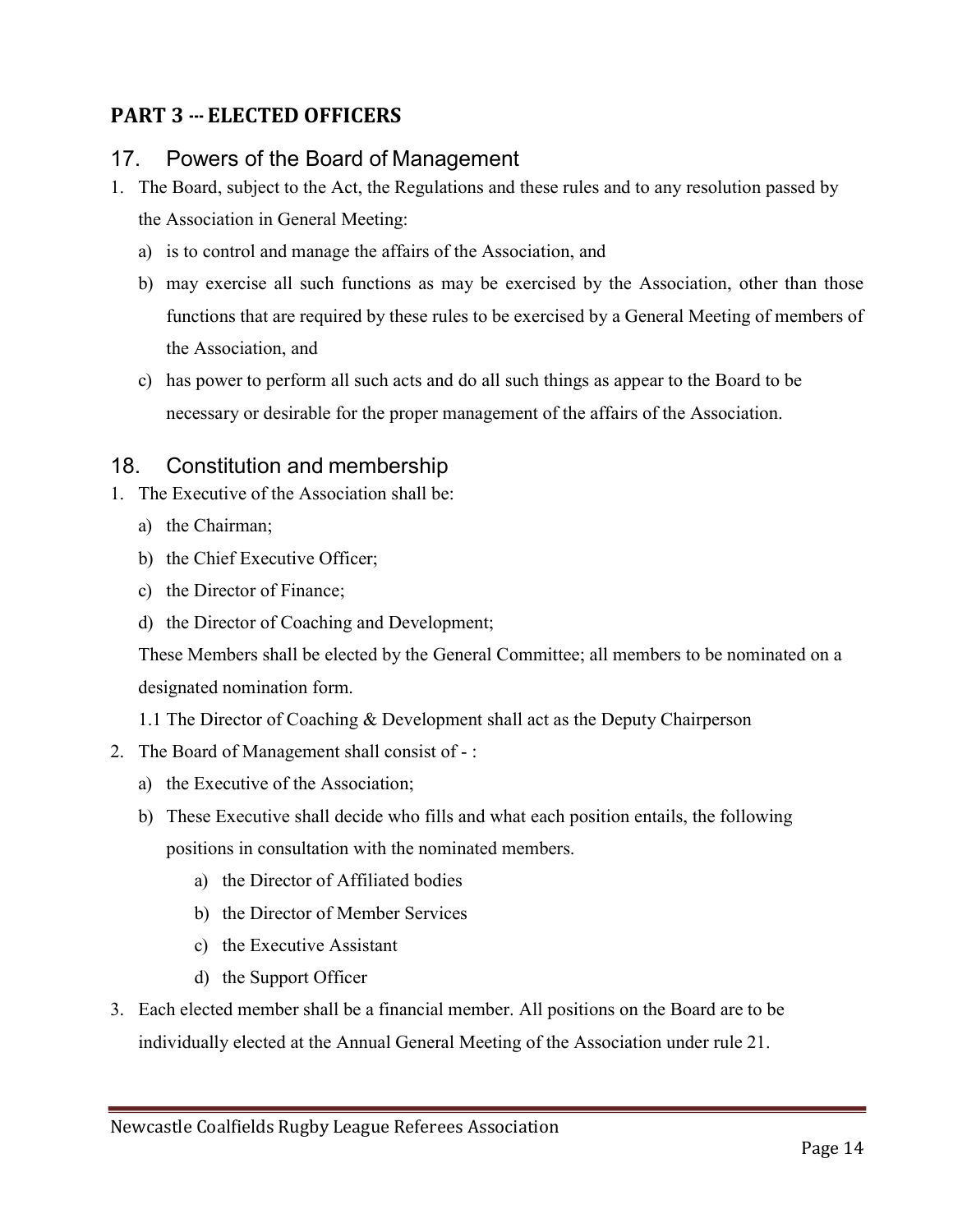## PART 3 --- ELECTED OFFICERS

### 17. Powers of the Board of Management

1. The Board, subject to the Act, the Regulations and these rules and to any resolution passed by the Association in General Meeting:
   a) is to control and manage the affairs of the Association, and
   b) may exercise all such functions as may be exercised by the Association, other than those functions that are required by these rules to be exercised by a General Meeting of members of the Association, and
   c) has power to perform all such acts and do all such things as appear to the Board to be necessary or desirable for the proper management of the affairs of the Association.

### 18. Constitution and membership

1. The Executive of the Association shall be:
   a) the Chairman;
   b) the Chief Executive Officer;
   c) the Director of Finance;
   d) the Director of Coaching and Development;

   These Members shall be elected by the General Committee; all members to be nominated on a designated nomination form.

   1.1 The Director of Coaching & Development shall act as the Deputy Chairperson
2. The Board of Management shall consist of - :
   a) the Executive of the Association;
   b) These Executive shall decide who fills and what each position entails, the following positions in consultation with the nominated members.
      a) the Director of Affiliated bodies
      b) the Director of Member Services
      c) the Executive Assistant
      d) the Support Officer
3. Each elected member shall be a financial member. All positions on the Board are to be individually elected at the Annual General Meeting of the Association under rule 21.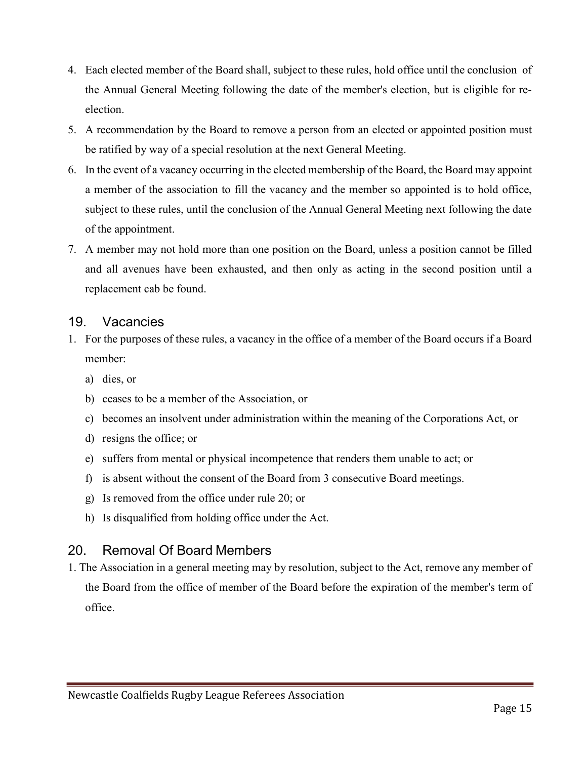4. Each elected member of the Board shall, subject to these rules, hold office until the conclusion of the Annual General Meeting following the date of the member's election, but is eligible for re-election.
5. A recommendation by the Board to remove a person from an elected or appointed position must be ratified by way of a special resolution at the next General Meeting.
6. In the event of a vacancy occurring in the elected membership of the Board, the Board may appoint a member of the association to fill the vacancy and the member so appointed is to hold office, subject to these rules, until the conclusion of the Annual General Meeting next following the date of the appointment.
7. A member may not hold more than one position on the Board, unless a position cannot be filled and all avenues have been exhausted, and then only as acting in the second position until a replacement cab be found.

## 19. Vacancies

1. For the purposes of these rules, a vacancy in the office of a member of the Board occurs if a Board member:
   a) dies, or
   b) ceases to be a member of the Association, or
   c) becomes an insolvent under administration within the meaning of the Corporations Act, or
   d) resigns the office; or
   e) suffers from mental or physical incompetence that renders them unable to act; or
   f) is absent without the consent of the Board from 3 consecutive Board meetings.
   g) Is removed from the office under rule 20; or
   h) Is disqualified from holding office under the Act.

## 20. Removal Of Board Members

1. The Association in a general meeting may by resolution, subject to the Act, remove any member of the Board from the office of member of the Board before the expiration of the member's term of office.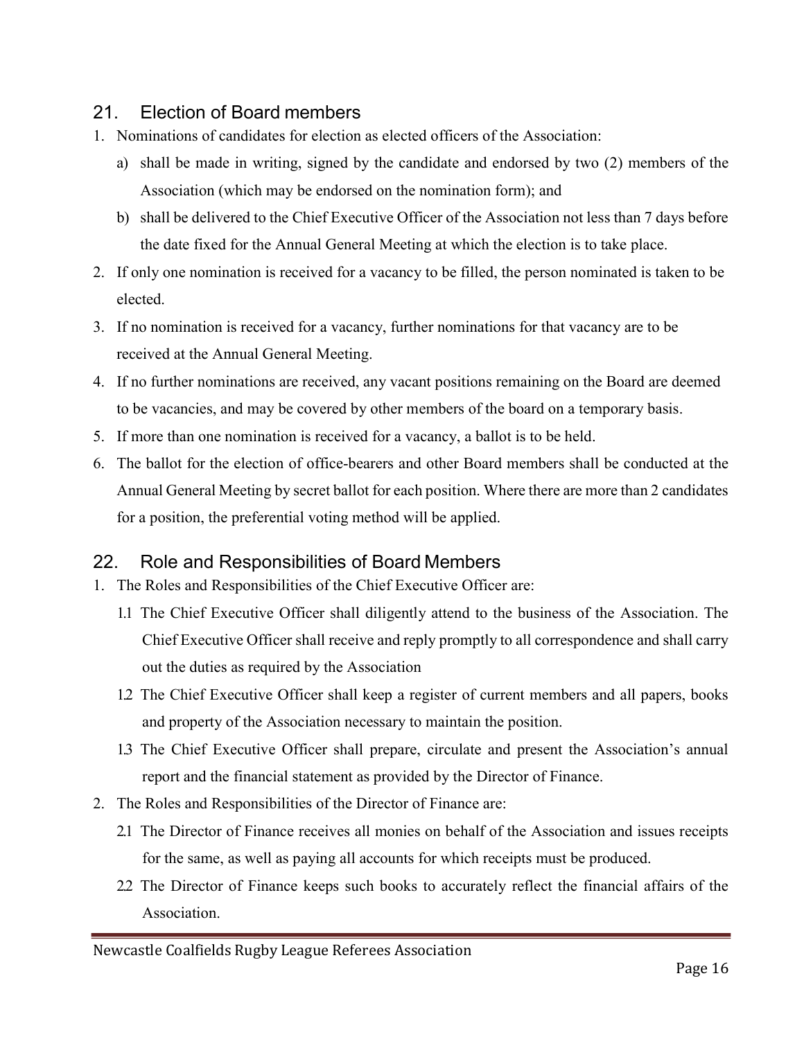## 21. Election of Board members

1. Nominations of candidates for election as elected officers of the Association:
   a) shall be made in writing, signed by the candidate and endorsed by two (2) members of the Association (which may be endorsed on the nomination form); and
   b) shall be delivered to the Chief Executive Officer of the Association not less than 7 days before the date fixed for the Annual General Meeting at which the election is to take place.
2. If only one nomination is received for a vacancy to be filled, the person nominated is taken to be elected.
3. If no nomination is received for a vacancy, further nominations for that vacancy are to be received at the Annual General Meeting.
4. If no further nominations are received, any vacant positions remaining on the Board are deemed to be vacancies, and may be covered by other members of the board on a temporary basis.
5. If more than one nomination is received for a vacancy, a ballot is to be held.
6. The ballot for the election of office-bearers and other Board members shall be conducted at the Annual General Meeting by secret ballot for each position. Where there are more than 2 candidates for a position, the preferential voting method will be applied.

## 22. Role and Responsibilities of Board Members

1. The Roles and Responsibilities of the Chief Executive Officer are:
   1.1 The Chief Executive Officer shall diligently attend to the business of the Association. The Chief Executive Officer shall receive and reply promptly to all correspondence and shall carry out the duties as required by the Association
   1.2 The Chief Executive Officer shall keep a register of current members and all papers, books and property of the Association necessary to maintain the position.
   1.3 The Chief Executive Officer shall prepare, circulate and present the Association's annual report and the financial statement as provided by the Director of Finance.
2. The Roles and Responsibilities of the Director of Finance are:
   2.1 The Director of Finance receives all monies on behalf of the Association and issues receipts for the same, as well as paying all accounts for which receipts must be produced.
   2.2 The Director of Finance keeps such books to accurately reflect the financial affairs of the Association.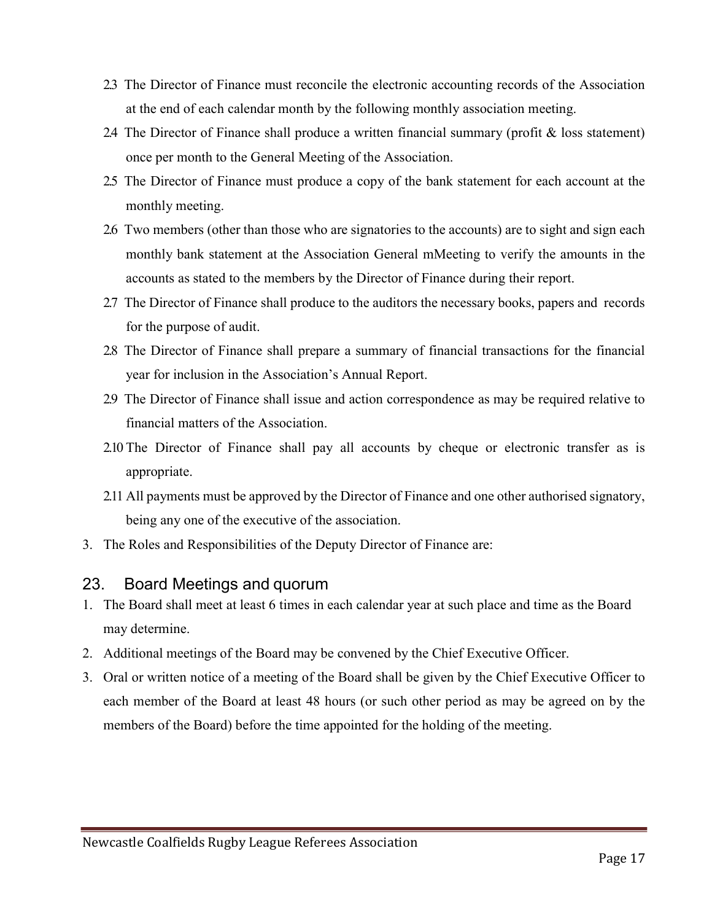2.3 The Director of Finance must reconcile the electronic accounting records of the Association at the end of each calendar month by the following monthly association meeting.

2.4 The Director of Finance shall produce a written financial summary (profit & loss statement) once per month to the General Meeting of the Association.

2.5 The Director of Finance must produce a copy of the bank statement for each account at the monthly meeting.

2.6 Two members (other than those who are signatories to the accounts) are to sight and sign each monthly bank statement at the Association General mMeeting to verify the amounts in the accounts as stated to the members by the Director of Finance during their report.

2.7 The Director of Finance shall produce to the auditors the necessary books, papers and records for the purpose of audit.

2.8 The Director of Finance shall prepare a summary of financial transactions for the financial year for inclusion in the Association's Annual Report.

2.9 The Director of Finance shall issue and action correspondence as may be required relative to financial matters of the Association.

2.10 The Director of Finance shall pay all accounts by cheque or electronic transfer as is appropriate.

2.11 All payments must be approved by the Director of Finance and one other authorised signatory, being any one of the executive of the association.

3. The Roles and Responsibilities of the Deputy Director of Finance are:

## 23. Board Meetings and quorum

1. The Board shall meet at least 6 times in each calendar year at such place and time as the Board may determine.
2. Additional meetings of the Board may be convened by the Chief Executive Officer.
3. Oral or written notice of a meeting of the Board shall be given by the Chief Executive Officer to each member of the Board at least 48 hours (or such other period as may be agreed on by the members of the Board) before the time appointed for the holding of the meeting.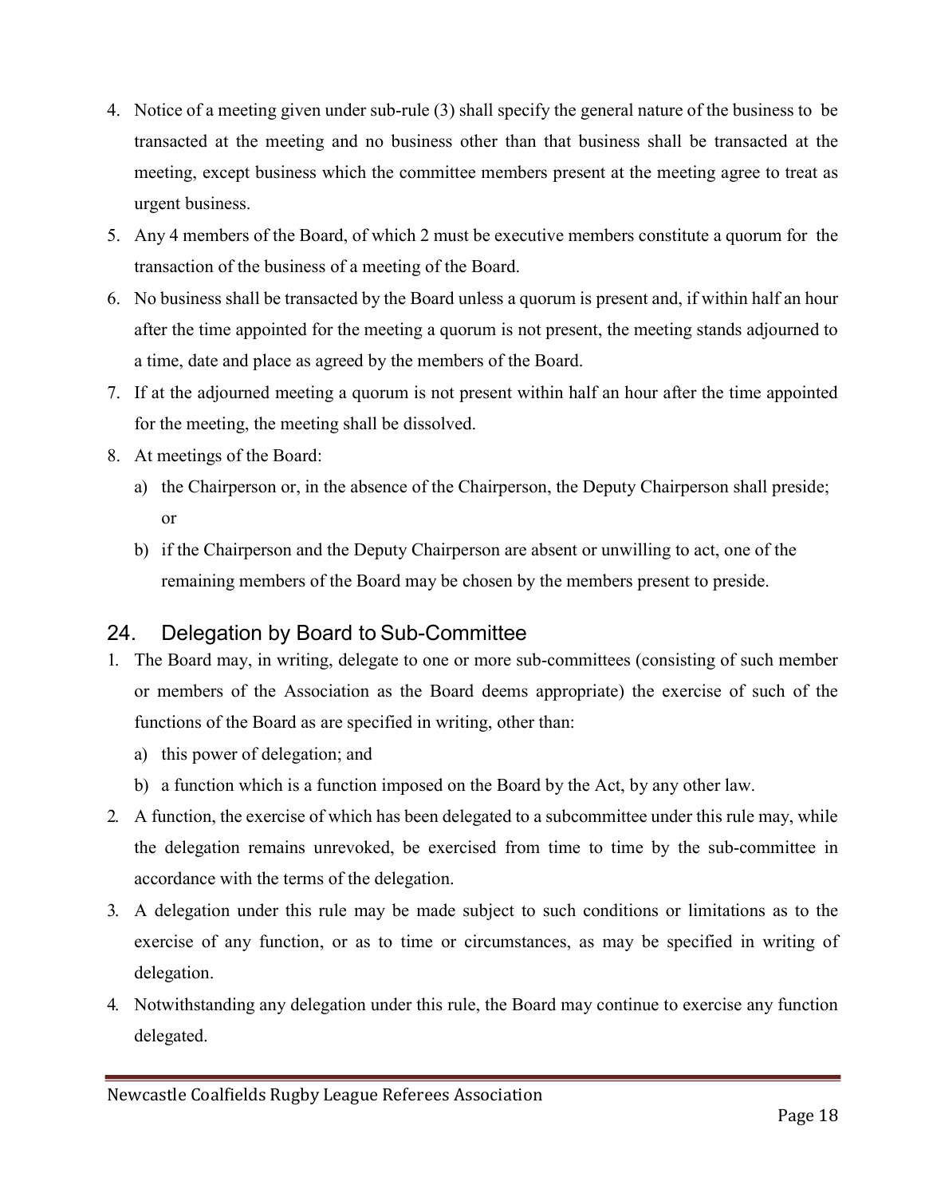4. Notice of a meeting given under sub-rule (3) shall specify the general nature of the business to be transacted at the meeting and no business other than that business shall be transacted at the meeting, except business which the committee members present at the meeting agree to treat as urgent business.
5. Any 4 members of the Board, of which 2 must be executive members constitute a quorum for the transaction of the business of a meeting of the Board.
6. No business shall be transacted by the Board unless a quorum is present and, if within half an hour after the time appointed for the meeting a quorum is not present, the meeting stands adjourned to a time, date and place as agreed by the members of the Board.
7. If at the adjourned meeting a quorum is not present within half an hour after the time appointed for the meeting, the meeting shall be dissolved.
8. At meetings of the Board:
   a) the Chairperson or, in the absence of the Chairperson, the Deputy Chairperson shall preside; or
   b) if the Chairperson and the Deputy Chairperson are absent or unwilling to act, one of the remaining members of the Board may be chosen by the members present to preside.

## 24. Delegation by Board to Sub-Committee

1. The Board may, in writing, delegate to one or more sub-committees (consisting of such member or members of the Association as the Board deems appropriate) the exercise of such of the functions of the Board as are specified in writing, other than:
   a) this power of delegation; and
   b) a function which is a function imposed on the Board by the Act, by any other law.
2. A function, the exercise of which has been delegated to a subcommittee under this rule may, while the delegation remains unrevoked, be exercised from time to time by the sub-committee in accordance with the terms of the delegation.
3. A delegation under this rule may be made subject to such conditions or limitations as to the exercise of any function, or as to time or circumstances, as may be specified in writing of delegation.
4. Notwithstanding any delegation under this rule, the Board may continue to exercise any function delegated.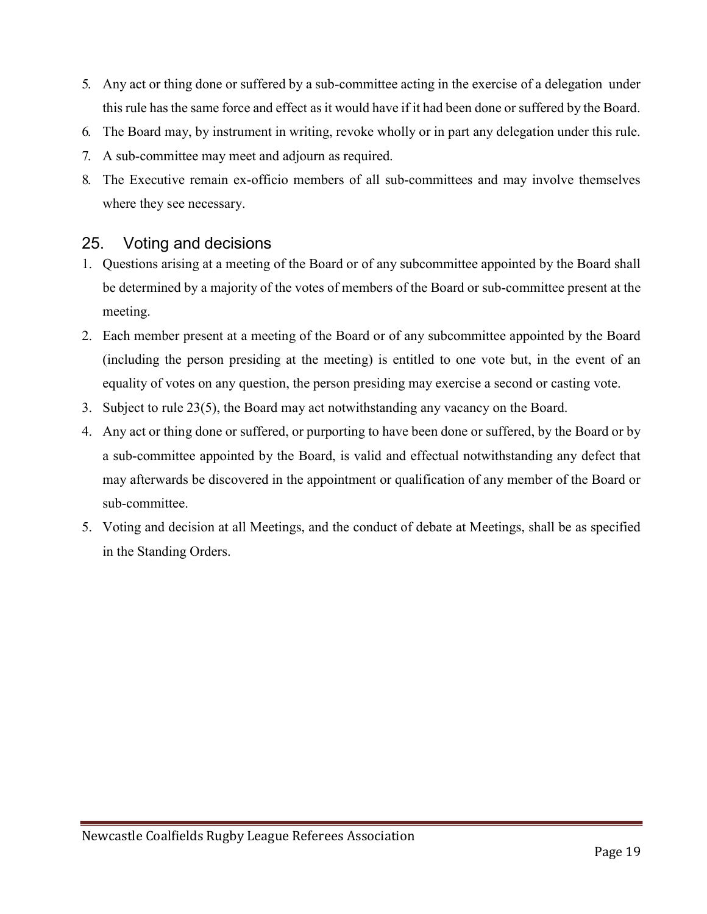5. Any act or thing done or suffered by a sub-committee acting in the exercise of a delegation under this rule has the same force and effect as it would have if it had been done or suffered by the Board.
6. The Board may, by instrument in writing, revoke wholly or in part any delegation under this rule.
7. A sub-committee may meet and adjourn as required.
8. The Executive remain ex-officio members of all sub-committees and may involve themselves where they see necessary.

## 25. Voting and decisions

1. Questions arising at a meeting of the Board or of any subcommittee appointed by the Board shall be determined by a majority of the votes of members of the Board or sub-committee present at the meeting.
2. Each member present at a meeting of the Board or of any subcommittee appointed by the Board (including the person presiding at the meeting) is entitled to one vote but, in the event of an equality of votes on any question, the person presiding may exercise a second or casting vote.
3. Subject to rule 23(5), the Board may act notwithstanding any vacancy on the Board.
4. Any act or thing done or suffered, or purporting to have been done or suffered, by the Board or by a sub-committee appointed by the Board, is valid and effectual notwithstanding any defect that may afterwards be discovered in the appointment or qualification of any member of the Board or sub-committee.
5. Voting and decision at all Meetings, and the conduct of debate at Meetings, shall be as specified in the Standing Orders.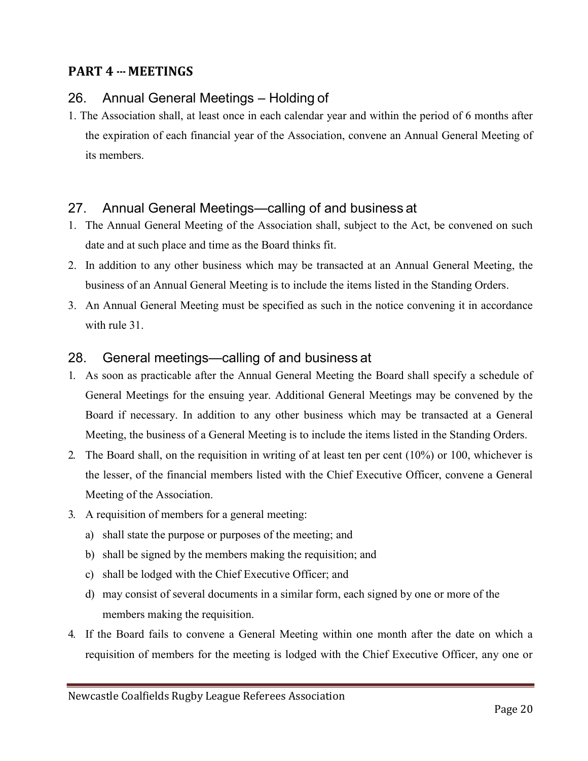## PART 4 --- MEETINGS

### 26. Annual General Meetings – Holding of

1. The Association shall, at least once in each calendar year and within the period of 6 months after the expiration of each financial year of the Association, convene an Annual General Meeting of its members.

### 27. Annual General Meetings—calling of and business at

1. The Annual General Meeting of the Association shall, subject to the Act, be convened on such date and at such place and time as the Board thinks fit.
2. In addition to any other business which may be transacted at an Annual General Meeting, the business of an Annual General Meeting is to include the items listed in the Standing Orders.
3. An Annual General Meeting must be specified as such in the notice convening it in accordance with rule 31.

### 28. General meetings—calling of and business at

1. As soon as practicable after the Annual General Meeting the Board shall specify a schedule of General Meetings for the ensuing year. Additional General Meetings may be convened by the Board if necessary. In addition to any other business which may be transacted at a General Meeting, the business of a General Meeting is to include the items listed in the Standing Orders.
2. The Board shall, on the requisition in writing of at least ten per cent (10%) or 100, whichever is the lesser, of the financial members listed with the Chief Executive Officer, convene a General Meeting of the Association.
3. A requisition of members for a general meeting:
   a) shall state the purpose or purposes of the meeting; and
   b) shall be signed by the members making the requisition; and
   c) shall be lodged with the Chief Executive Officer; and
   d) may consist of several documents in a similar form, each signed by one or more of the members making the requisition.
4. If the Board fails to convene a General Meeting within one month after the date on which a requisition of members for the meeting is lodged with the Chief Executive Officer, any one or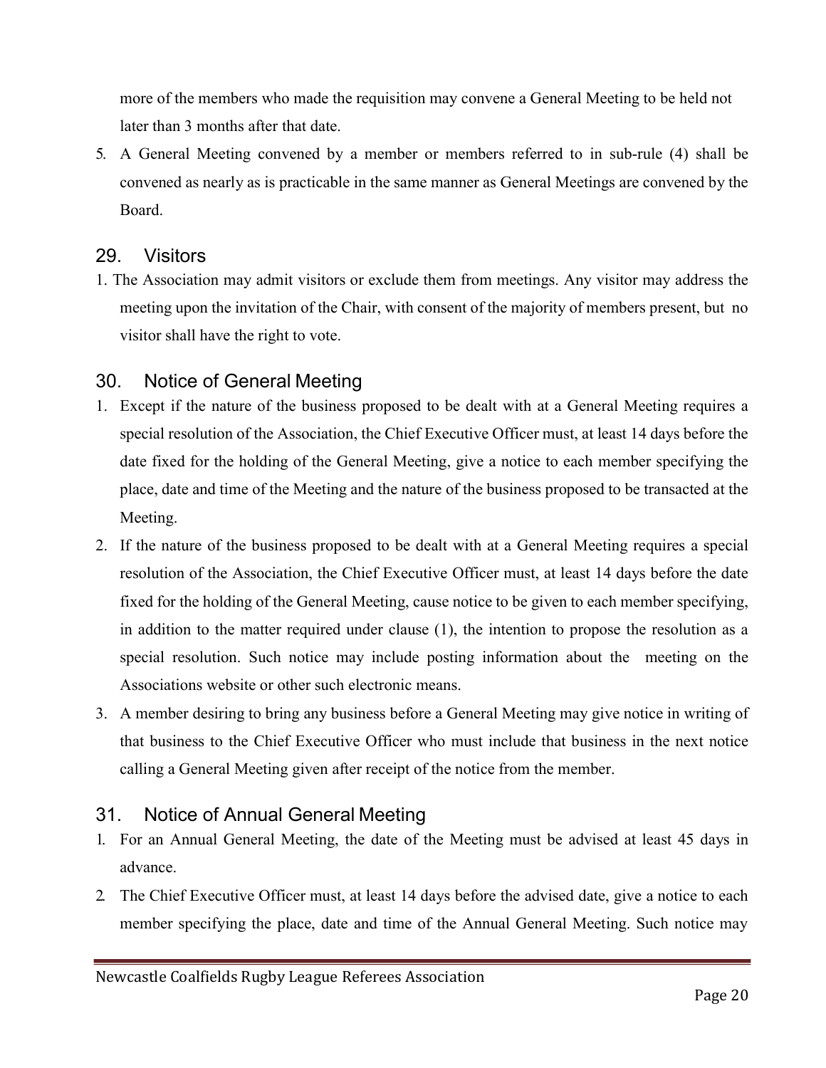more of the members who made the requisition may convene a General Meeting to be held not later than 3 months after that date.

5. A General Meeting convened by a member or members referred to in sub-rule (4) shall be convened as nearly as is practicable in the same manner as General Meetings are convened by the Board.

## 29. Visitors

1. The Association may admit visitors or exclude them from meetings. Any visitor may address the meeting upon the invitation of the Chair, with consent of the majority of members present, but no visitor shall have the right to vote.

## 30. Notice of General Meeting

1. Except if the nature of the business proposed to be dealt with at a General Meeting requires a special resolution of the Association, the Chief Executive Officer must, at least 14 days before the date fixed for the holding of the General Meeting, give a notice to each member specifying the place, date and time of the Meeting and the nature of the business proposed to be transacted at the Meeting.
2. If the nature of the business proposed to be dealt with at a General Meeting requires a special resolution of the Association, the Chief Executive Officer must, at least 14 days before the date fixed for the holding of the General Meeting, cause notice to be given to each member specifying, in addition to the matter required under clause (1), the intention to propose the resolution as a special resolution. Such notice may include posting information about the meeting on the Associations website or other such electronic means.
3. A member desiring to bring any business before a General Meeting may give notice in writing of that business to the Chief Executive Officer who must include that business in the next notice calling a General Meeting given after receipt of the notice from the member.

## 31. Notice of Annual General Meeting

1. For an Annual General Meeting, the date of the Meeting must be advised at least 45 days in advance.
2. The Chief Executive Officer must, at least 14 days before the advised date, give a notice to each member specifying the place, date and time of the Annual General Meeting. Such notice may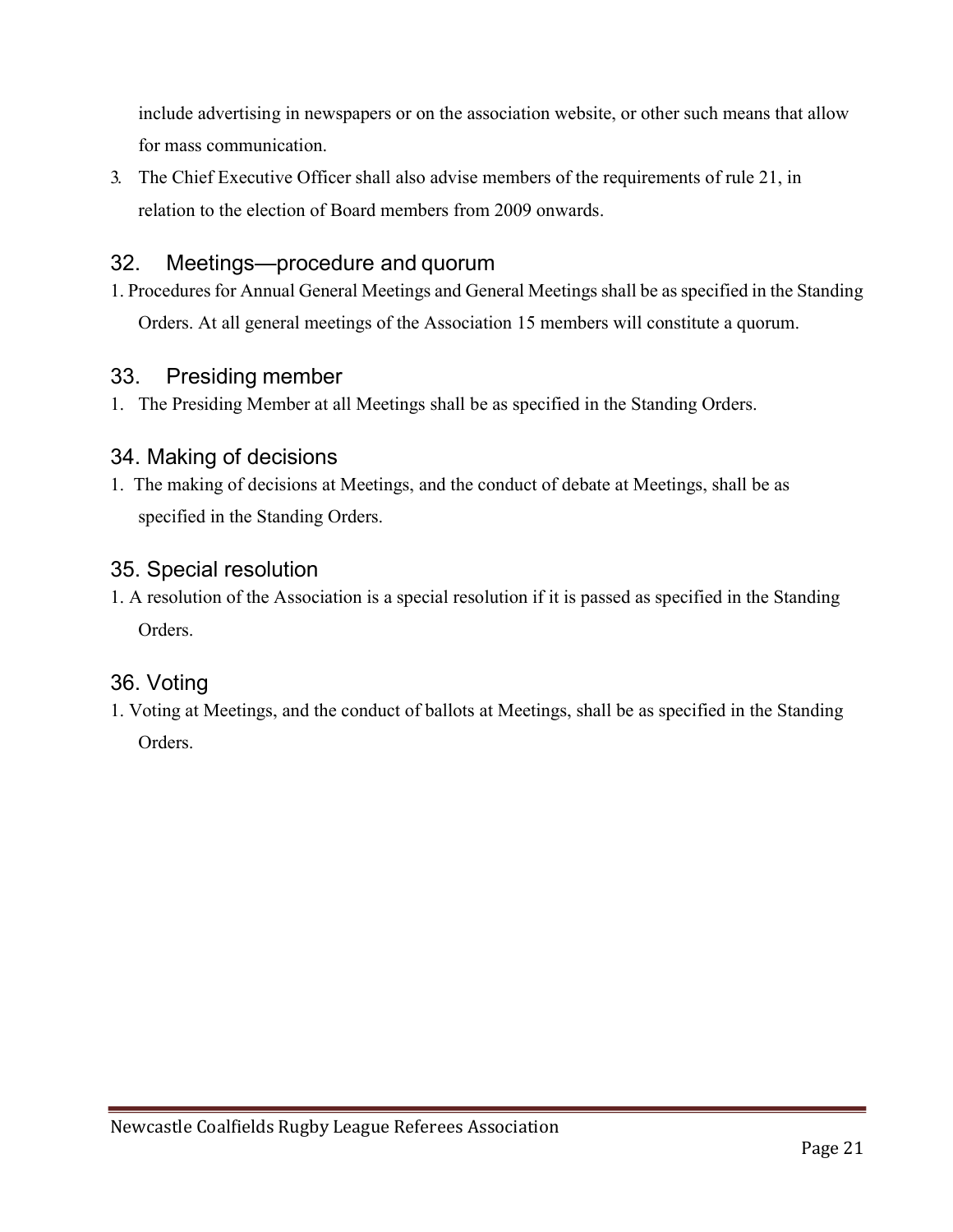include advertising in newspapers or on the association website, or other such means that allow for mass communication.

3. The Chief Executive Officer shall also advise members of the requirements of rule 21, in relation to the election of Board members from 2009 onwards.

## 32. Meetings—procedure and quorum

1. Procedures for Annual General Meetings and General Meetings shall be as specified in the Standing Orders. At all general meetings of the Association 15 members will constitute a quorum.

## 33. Presiding member

1. The Presiding Member at all Meetings shall be as specified in the Standing Orders.

## 34. Making of decisions

1. The making of decisions at Meetings, and the conduct of debate at Meetings, shall be as specified in the Standing Orders.

## 35. Special resolution

1. A resolution of the Association is a special resolution if it is passed as specified in the Standing Orders.

## 36. Voting

1. Voting at Meetings, and the conduct of ballots at Meetings, shall be as specified in the Standing Orders.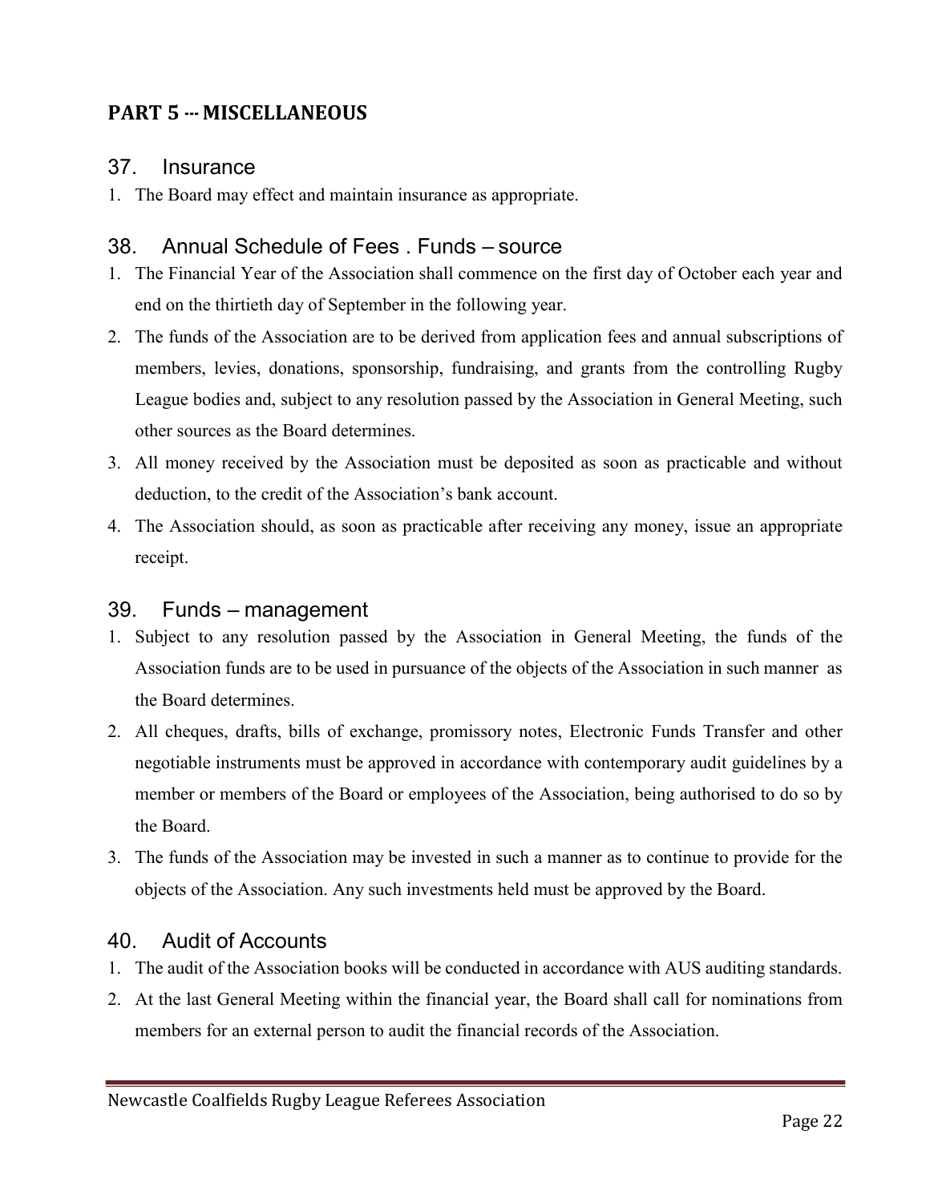## PART 5 --- MISCELLANEOUS

### 37. Insurance

1. The Board may effect and maintain insurance as appropriate.

### 38. Annual Schedule of Fees . Funds – source

1. The Financial Year of the Association shall commence on the first day of October each year and end on the thirtieth day of September in the following year.
2. The funds of the Association are to be derived from application fees and annual subscriptions of members, levies, donations, sponsorship, fundraising, and grants from the controlling Rugby League bodies and, subject to any resolution passed by the Association in General Meeting, such other sources as the Board determines.
3. All money received by the Association must be deposited as soon as practicable and without deduction, to the credit of the Association's bank account.
4. The Association should, as soon as practicable after receiving any money, issue an appropriate receipt.

### 39. Funds – management

1. Subject to any resolution passed by the Association in General Meeting, the funds of the Association funds are to be used in pursuance of the objects of the Association in such manner as the Board determines.
2. All cheques, drafts, bills of exchange, promissory notes, Electronic Funds Transfer and other negotiable instruments must be approved in accordance with contemporary audit guidelines by a member or members of the Board or employees of the Association, being authorised to do so by the Board.
3. The funds of the Association may be invested in such a manner as to continue to provide for the objects of the Association. Any such investments held must be approved by the Board.

### 40. Audit of Accounts

1. The audit of the Association books will be conducted in accordance with AUS auditing standards.
2. At the last General Meeting within the financial year, the Board shall call for nominations from members for an external person to audit the financial records of the Association.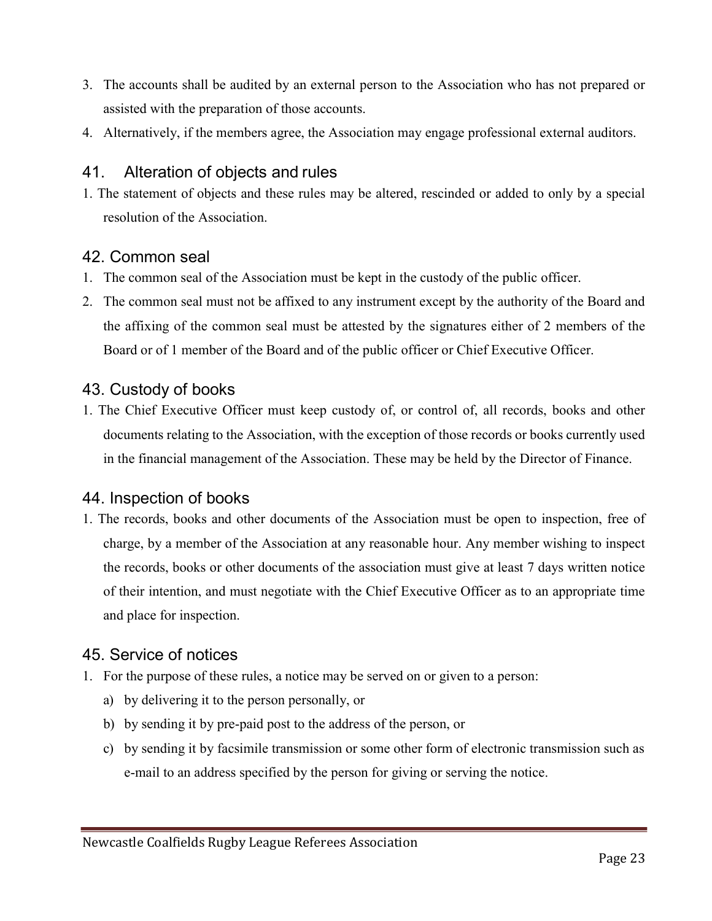3. The accounts shall be audited by an external person to the Association who has not prepared or assisted with the preparation of those accounts.
4. Alternatively, if the members agree, the Association may engage professional external auditors.

## 41. Alteration of objects and rules

1. The statement of objects and these rules may be altered, rescinded or added to only by a special resolution of the Association.

## 42. Common seal

1. The common seal of the Association must be kept in the custody of the public officer.
2. The common seal must not be affixed to any instrument except by the authority of the Board and the affixing of the common seal must be attested by the signatures either of 2 members of the Board or of 1 member of the Board and of the public officer or Chief Executive Officer.

## 43. Custody of books

1. The Chief Executive Officer must keep custody of, or control of, all records, books and other documents relating to the Association, with the exception of those records or books currently used in the financial management of the Association. These may be held by the Director of Finance.

## 44. Inspection of books

1. The records, books and other documents of the Association must be open to inspection, free of charge, by a member of the Association at any reasonable hour. Any member wishing to inspect the records, books or other documents of the association must give at least 7 days written notice of their intention, and must negotiate with the Chief Executive Officer as to an appropriate time and place for inspection.

## 45. Service of notices

1. For the purpose of these rules, a notice may be served on or given to a person:
   a) by delivering it to the person personally, or
   b) by sending it by pre-paid post to the address of the person, or
   c) by sending it by facsimile transmission or some other form of electronic transmission such as e-mail to an address specified by the person for giving or serving the notice.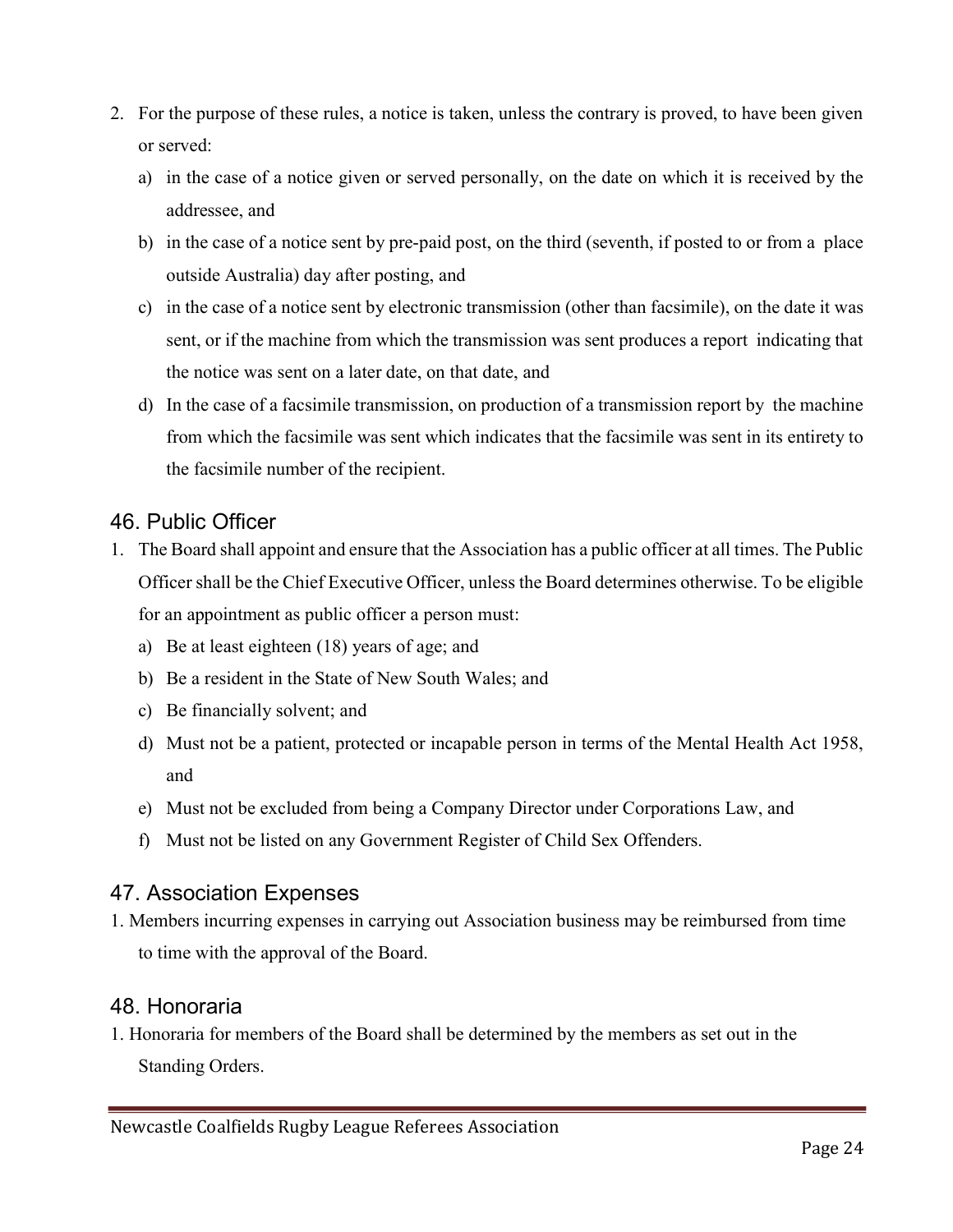2. For the purpose of these rules, a notice is taken, unless the contrary is proved, to have been given or served:
   a) in the case of a notice given or served personally, on the date on which it is received by the addressee, and
   b) in the case of a notice sent by pre-paid post, on the third (seventh, if posted to or from a place outside Australia) day after posting, and
   c) in the case of a notice sent by electronic transmission (other than facsimile), on the date it was sent, or if the machine from which the transmission was sent produces a report indicating that the notice was sent on a later date, on that date, and
   d) In the case of a facsimile transmission, on production of a transmission report by the machine from which the facsimile was sent which indicates that the facsimile was sent in its entirety to the facsimile number of the recipient.

## 46. Public Officer

1. The Board shall appoint and ensure that the Association has a public officer at all times. The Public Officer shall be the Chief Executive Officer, unless the Board determines otherwise. To be eligible for an appointment as public officer a person must:
   a) Be at least eighteen (18) years of age; and
   b) Be a resident in the State of New South Wales; and
   c) Be financially solvent; and
   d) Must not be a patient, protected or incapable person in terms of the Mental Health Act 1958, and
   e) Must not be excluded from being a Company Director under Corporations Law, and
   f) Must not be listed on any Government Register of Child Sex Offenders.

## 47. Association Expenses

1. Members incurring expenses in carrying out Association business may be reimbursed from time to time with the approval of the Board.

## 48. Honoraria

1. Honoraria for members of the Board shall be determined by the members as set out in the Standing Orders.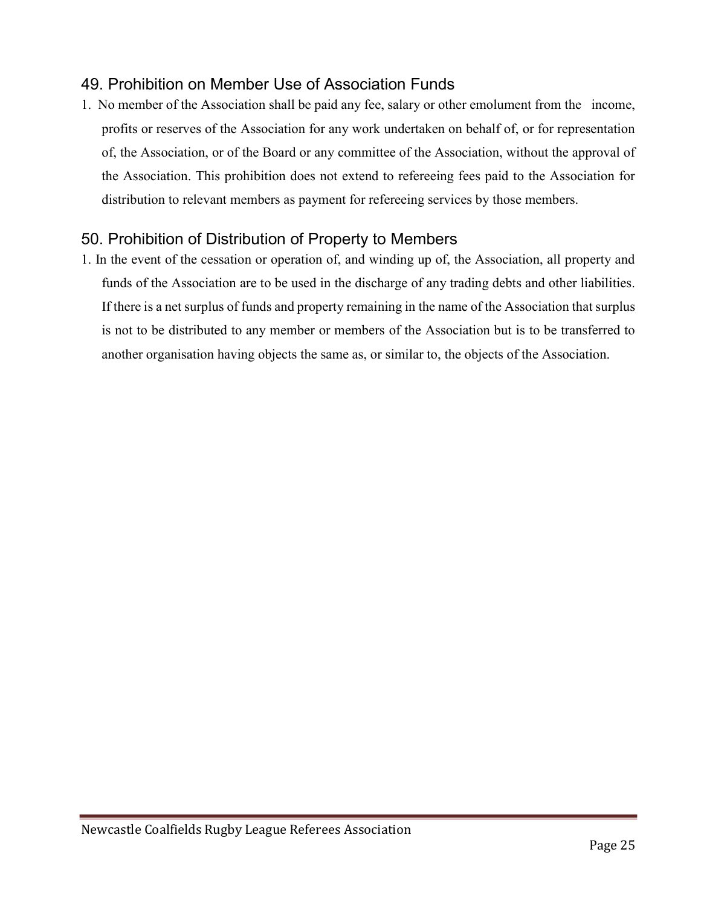## 49. Prohibition on Member Use of Association Funds

1. No member of the Association shall be paid any fee, salary or other emolument from the income, profits or reserves of the Association for any work undertaken on behalf of, or for representation of, the Association, or of the Board or any committee of the Association, without the approval of the Association. This prohibition does not extend to refereeing fees paid to the Association for distribution to relevant members as payment for refereeing services by those members.

## 50. Prohibition of Distribution of Property to Members

1. In the event of the cessation or operation of, and winding up of, the Association, all property and funds of the Association are to be used in the discharge of any trading debts and other liabilities. If there is a net surplus of funds and property remaining in the name of the Association that surplus is not to be distributed to any member or members of the Association but is to be transferred to another organisation having objects the same as, or similar to, the objects of the Association.